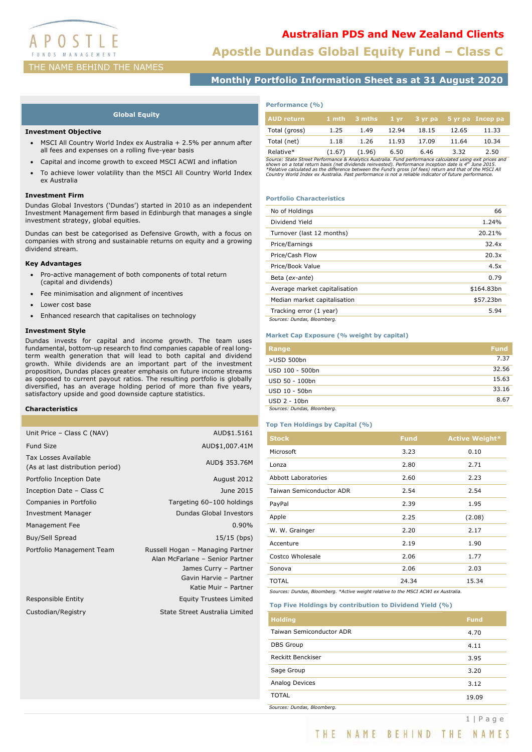# Australian PDS and New Zealand Clients

# Apostle Dundas Global Equity Fund – Class C

THE NAME BEHIND THE NAMES

## Monthly Portfolio Information Sheet as at 31 August 2020

## Global Equity

### Investment Objective

- MSCI All Country World Index ex Australia + 2.5% per annum after all fees and expenses on a rolling five-year basis
- Capital and income growth to exceed MSCI ACWI and inflation
- To achieve lower volatility than the MSCI All Country World Index ex Australia

### Investment Firm

Dundas Global Investors ('Dundas') started in 2010 as an independent Investment Management firm based in Edinburgh that manages a single investment strategy, global equities.

Dundas can best be categorised as Defensive Growth, with a focus on companies with strong and sustainable returns on equity and a growing dividend stream.

### Key Advantages

- Pro-active management of both components of total return (capital and dividends)
- Fee minimisation and alignment of incentives
- Lower cost base
- Enhanced research that capitalises on technology

### Investment Style

Dundas invests for capital and income growth. The team uses fundamental, bottom-up research to find companies capable of real long-term wealth generation that will lead to both capital and dividend growth. While dividends are an important part of the investment proposition, Dundas places greater emphasis on future income streams as opposed to current payout ratios. The resulting portfolio is globally diversified, has an average holding period of more than five years, satisfactory upside and good downside capture statistics.

### Characteristics

| | |
|---|---|
| Unit Price – Class C (NAV) | AUD$1.5161 |
| Fund Size | AUD$1,007.41M |
| Tax Losses Available (As at last distribution period) | AUD$ 353.76M |
| Portfolio Inception Date | August 2012 |
| Inception Date – Class C | June 2015 |
| Companies in Portfolio | Targeting 60–100 holdings |
| Investment Manager | Dundas Global Investors |
| Management Fee | 0.90% |
| Buy/Sell Spread | 15/15 (bps) |
| Portfolio Management Team | Russell Hogan – Managing Partner<br>Alan McFarlane – Senior Partner<br>James Curry – Partner<br>Gavin Harvie – Partner<br>Katie Muir – Partner |
| Responsible Entity | Equity Trustees Limited |
| Custodian/Registry | State Street Australia Limited |

### Performance (%)

| AUD return | 1 mth | 3 mths | 1 yr | 3 yr pa | 5 yr pa | Incep pa |
|---|---|---|---|---|---|---|
| Total (gross) | 1.25 | 1.49 | 12.94 | 18.15 | 12.65 | 11.33 |
| Total (net) | 1.18 | 1.26 | 11.93 | 17.09 | 11.64 | 10.34 |
| Relative* | (1.67) | (1.96) | 6.50 | 6.46 | 3.32 | 2.50 |

*Source: State Street Performance & Analytics Australia. Fund performance calculated using exit prices and shown on a total return basis (net dividends reinvested). Performance inception date is 4th June 2015. *Relative calculated as the difference between the Fund's gross (of fees) return and that of the MSCI All Country World Index ex Australia. Past performance is not a reliable indicator of future performance.*

### Portfolio Characteristics

| | |
|---|---|
| No of Holdings | 66 |
| Dividend Yield | 1.24% |
| Turnover (last 12 months) | 20.21% |
| Price/Earnings | 32.4x |
| Price/Cash Flow | 20.3x |
| Price/Book Value | 4.5x |
| Beta (*ex-ante*) | 0.79 |
| Average market capitalisation | $164.83bn |
| Median market capitalisation | $57.23bn |
| Tracking error (1 year) | 5.94 |

*Sources: Dundas, Bloomberg.*

### Market Cap Exposure (% weight by capital)

| Range | Fund |
|---|---|
| >USD 500bn | 7.37 |
| USD 100 - 500bn | 32.56 |
| USD 50 - 100bn | 15.63 |
| USD 10 - 50bn | 33.16 |
| USD 2 - 10bn | 8.67 |

*Sources: Dundas, Bloomberg.*

### Top Ten Holdings by Capital (%)

| Stock | Fund | Active Weight* |
|---|---|---|
| Microsoft | 3.23 | 0.10 |
| Lonza | 2.80 | 2.71 |
| Abbott Laboratories | 2.60 | 2.23 |
| Taiwan Semiconductor ADR | 2.54 | 2.54 |
| PayPal | 2.39 | 1.95 |
| Apple | 2.25 | (2.08) |
| W. W. Grainger | 2.20 | 2.17 |
| Accenture | 2.19 | 1.90 |
| Costco Wholesale | 2.06 | 1.77 |
| Sonova | 2.06 | 2.03 |
| TOTAL | 24.34 | 15.34 |

*Sources: Dundas, Bloomberg. *Active weight relative to the MSCI ACWI ex Australia.*

### Top Five Holdings by contribution to Dividend Yield (%)

| Holding | Fund |
|---|---|
| Taiwan Semiconductor ADR | 4.70 |
| DBS Group | 4.11 |
| Reckitt Benckiser | 3.95 |
| Sage Group | 3.20 |
| Analog Devices | 3.12 |
| TOTAL | 19.09 |

*Sources: Dundas, Bloomberg.*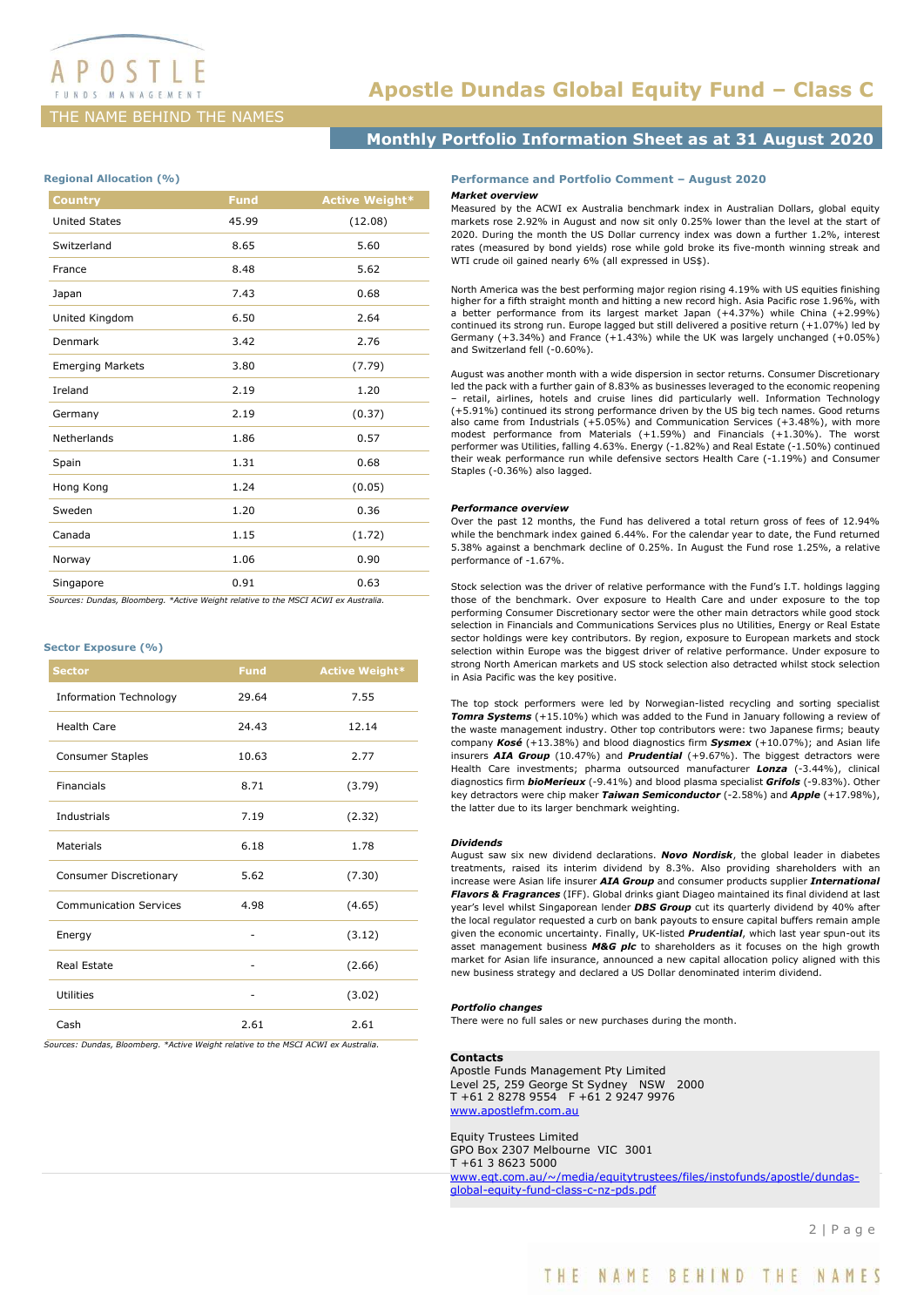# Apostle Dundas Global Equity Fund – Class C

## Monthly Portfolio Information Sheet as at 31 August 2020

### Regional Allocation (%)

| Country | Fund | Active Weight* |
|---|---|---|
| United States | 45.99 | (12.08) |
| Switzerland | 8.65 | 5.60 |
| France | 8.48 | 5.62 |
| Japan | 7.43 | 0.68 |
| United Kingdom | 6.50 | 2.64 |
| Denmark | 3.42 | 2.76 |
| Emerging Markets | 3.80 | (7.79) |
| Ireland | 2.19 | 1.20 |
| Germany | 2.19 | (0.37) |
| Netherlands | 1.86 | 0.57 |
| Spain | 1.31 | 0.68 |
| Hong Kong | 1.24 | (0.05) |
| Sweden | 1.20 | 0.36 |
| Canada | 1.15 | (1.72) |
| Norway | 1.06 | 0.90 |
| Singapore | 0.91 | 0.63 |

*Sources: Dundas, Bloomberg. *Active Weight relative to the MSCI ACWI ex Australia.*

### Sector Exposure (%)

| Sector | Fund | Active Weight* |
|---|---|---|
| Information Technology | 29.64 | 7.55 |
| Health Care | 24.43 | 12.14 |
| Consumer Staples | 10.63 | 2.77 |
| Financials | 8.71 | (3.79) |
| Industrials | 7.19 | (2.32) |
| Materials | 6.18 | 1.78 |
| Consumer Discretionary | 5.62 | (7.30) |
| Communication Services | 4.98 | (4.65) |
| Energy | - | (3.12) |
| Real Estate | - | (2.66) |
| Utilities | - | (3.02) |
| Cash | 2.61 | 2.61 |

*Sources: Dundas, Bloomberg. *Active Weight relative to the MSCI ACWI ex Australia.*

### Performance and Portfolio Comment – August 2020

***Market overview***

Measured by the ACWI ex Australia benchmark index in Australian Dollars, global equity markets rose 2.92% in August and now sit only 0.25% lower than the level at the start of 2020. During the month the US Dollar currency index was down a further 1.2%, interest rates (measured by bond yields) rose while gold broke its five-month winning streak and WTI crude oil gained nearly 6% (all expressed in US$).

North America was the best performing major region rising 4.19% with US equities finishing higher for a fifth straight month and hitting a new record high. Asia Pacific rose 1.96%, with a better performance from its largest market Japan (+4.37%) while China (+2.99%) continued its strong run. Europe lagged but still delivered a positive return (+1.07%) led by Germany (+3.34%) and France (+1.43%) while the UK was largely unchanged (+0.05%) and Switzerland fell (-0.60%).

August was another month with a wide dispersion in sector returns. Consumer Discretionary led the pack with a further gain of 8.83% as businesses leveraged to the economic reopening – retail, airlines, hotels and cruise lines did particularly well. Information Technology (+5.91%) continued its strong performance driven by the US big tech names. Good returns also came from Industrials (+5.05%) and Communication Services (+3.48%), with more modest performance from Materials (+1.59%) and Financials (+1.30%). The worst performer was Utilities, falling 4.63%. Energy (-1.82%) and Real Estate (-1.50%) continued their weak performance run while defensive sectors Health Care (-1.19%) and Consumer Staples (-0.36%) also lagged.

***Performance overview***

Over the past 12 months, the Fund has delivered a total return gross of fees of 12.94% while the benchmark index gained 6.44%. For the calendar year to date, the Fund returned 5.38% against a benchmark decline of 0.25%. In August the Fund rose 1.25%, a relative performance of -1.67%.

Stock selection was the driver of relative performance with the Fund's I.T. holdings lagging those of the benchmark. Over exposure to Health Care and under exposure to the top performing Consumer Discretionary sector were the other main detractors while good stock selection in Financials and Communications Services plus no Utilities, Energy or Real Estate sector holdings were key contributors. By region, exposure to European markets and stock selection within Europe was the biggest driver of relative performance. Under exposure to strong North American markets and US stock selection also detracted whilst stock selection in Asia Pacific was the key positive.

The top stock performers were led by Norwegian-listed recycling and sorting specialist ***Tomra Systems*** (+15.10%) which was added to the Fund in January following a review of the waste management industry. Other top contributors were: two Japanese firms; beauty company ***Kosé*** (+13.38%) and blood diagnostics firm ***Sysmex*** (+10.07%); and Asian life insurers ***AIA Group*** (10.47%) and ***Prudential*** (+9.67%). The biggest detractors were Health Care investments; pharma outsourced manufacturer ***Lonza*** (-3.44%), clinical diagnostics firm ***bioMerieux*** (-9.41%) and blood plasma specialist ***Grifols*** (-9.83%). Other key detractors were chip maker ***Taiwan Semiconductor*** (-2.58%) and ***Apple*** (+17.98%), the latter due to its larger benchmark weighting.

***Dividends***

August saw six new dividend declarations. ***Novo Nordisk***, the global leader in diabetes treatments, raised its interim dividend by 8.3%. Also providing shareholders with an increase were Asian life insurer ***AIA Group*** and consumer products supplier ***International Flavors & Fragrances*** (IFF). Global drinks giant Diageo maintained its final dividend at last year's level whilst Singaporean lender ***DBS Group*** cut its quarterly dividend by 40% after the local regulator requested a curb on bank payouts to ensure capital buffers remain ample given the economic uncertainty. Finally, UK-listed ***Prudential***, which last year spun-out its asset management business ***M&G plc*** to shareholders as it focuses on the high growth market for Asian life insurance, announced a new capital allocation policy aligned with this new business strategy and declared a US Dollar denominated interim dividend.

***Portfolio changes***

There were no full sales or new purchases during the month.

### Contacts

Apostle Funds Management Pty Limited
Level 25, 259 George St Sydney NSW 2000
T +61 2 8278 9554 F +61 2 9247 9976
www.apostlefm.com.au

Equity Trustees Limited
GPO Box 2307 Melbourne VIC 3001
T +61 3 8623 5000
www.eqt.com.au/~/media/equitytrustees/files/instofunds/apostle/dundas-global-equity-fund-class-c-nz-pds.pdf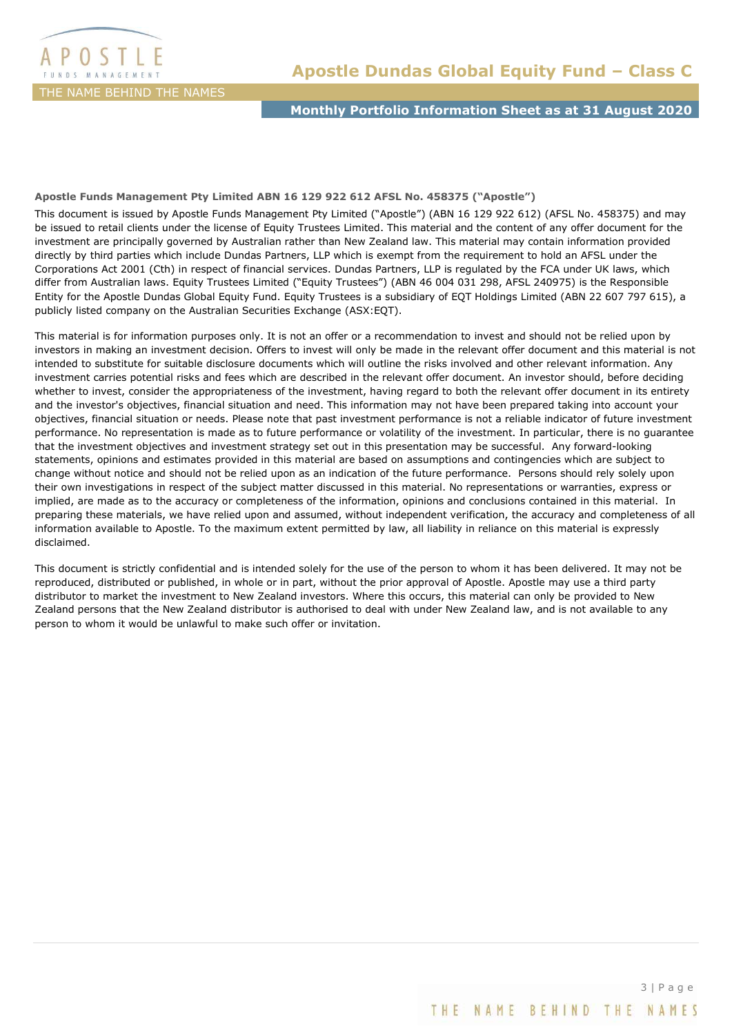**Apostle Funds Management Pty Limited ABN 16 129 922 612 AFSL No. 458375 ("Apostle")**

This document is issued by Apostle Funds Management Pty Limited ("Apostle") (ABN 16 129 922 612) (AFSL No. 458375) and may be issued to retail clients under the license of Equity Trustees Limited. This material and the content of any offer document for the investment are principally governed by Australian rather than New Zealand law. This material may contain information provided directly by third parties which include Dundas Partners, LLP which is exempt from the requirement to hold an AFSL under the Corporations Act 2001 (Cth) in respect of financial services. Dundas Partners, LLP is regulated by the FCA under UK laws, which differ from Australian laws. Equity Trustees Limited ("Equity Trustees") (ABN 46 004 031 298, AFSL 240975) is the Responsible Entity for the Apostle Dundas Global Equity Fund. Equity Trustees is a subsidiary of EQT Holdings Limited (ABN 22 607 797 615), a publicly listed company on the Australian Securities Exchange (ASX:EQT).

This material is for information purposes only. It is not an offer or a recommendation to invest and should not be relied upon by investors in making an investment decision. Offers to invest will only be made in the relevant offer document and this material is not intended to substitute for suitable disclosure documents which will outline the risks involved and other relevant information. Any investment carries potential risks and fees which are described in the relevant offer document. An investor should, before deciding whether to invest, consider the appropriateness of the investment, having regard to both the relevant offer document in its entirety and the investor's objectives, financial situation and need. This information may not have been prepared taking into account your objectives, financial situation or needs. Please note that past investment performance is not a reliable indicator of future investment performance. No representation is made as to future performance or volatility of the investment. In particular, there is no guarantee that the investment objectives and investment strategy set out in this presentation may be successful. Any forward-looking statements, opinions and estimates provided in this material are based on assumptions and contingencies which are subject to change without notice and should not be relied upon as an indication of the future performance. Persons should rely solely upon their own investigations in respect of the subject matter discussed in this material. No representations or warranties, express or implied, are made as to the accuracy or completeness of the information, opinions and conclusions contained in this material. In preparing these materials, we have relied upon and assumed, without independent verification, the accuracy and completeness of all information available to Apostle. To the maximum extent permitted by law, all liability in reliance on this material is expressly disclaimed.

This document is strictly confidential and is intended solely for the use of the person to whom it has been delivered. It may not be reproduced, distributed or published, in whole or in part, without the prior approval of Apostle. Apostle may use a third party distributor to market the investment to New Zealand investors. Where this occurs, this material can only be provided to New Zealand persons that the New Zealand distributor is authorised to deal with under New Zealand law, and is not available to any person to whom it would be unlawful to make such offer or invitation.